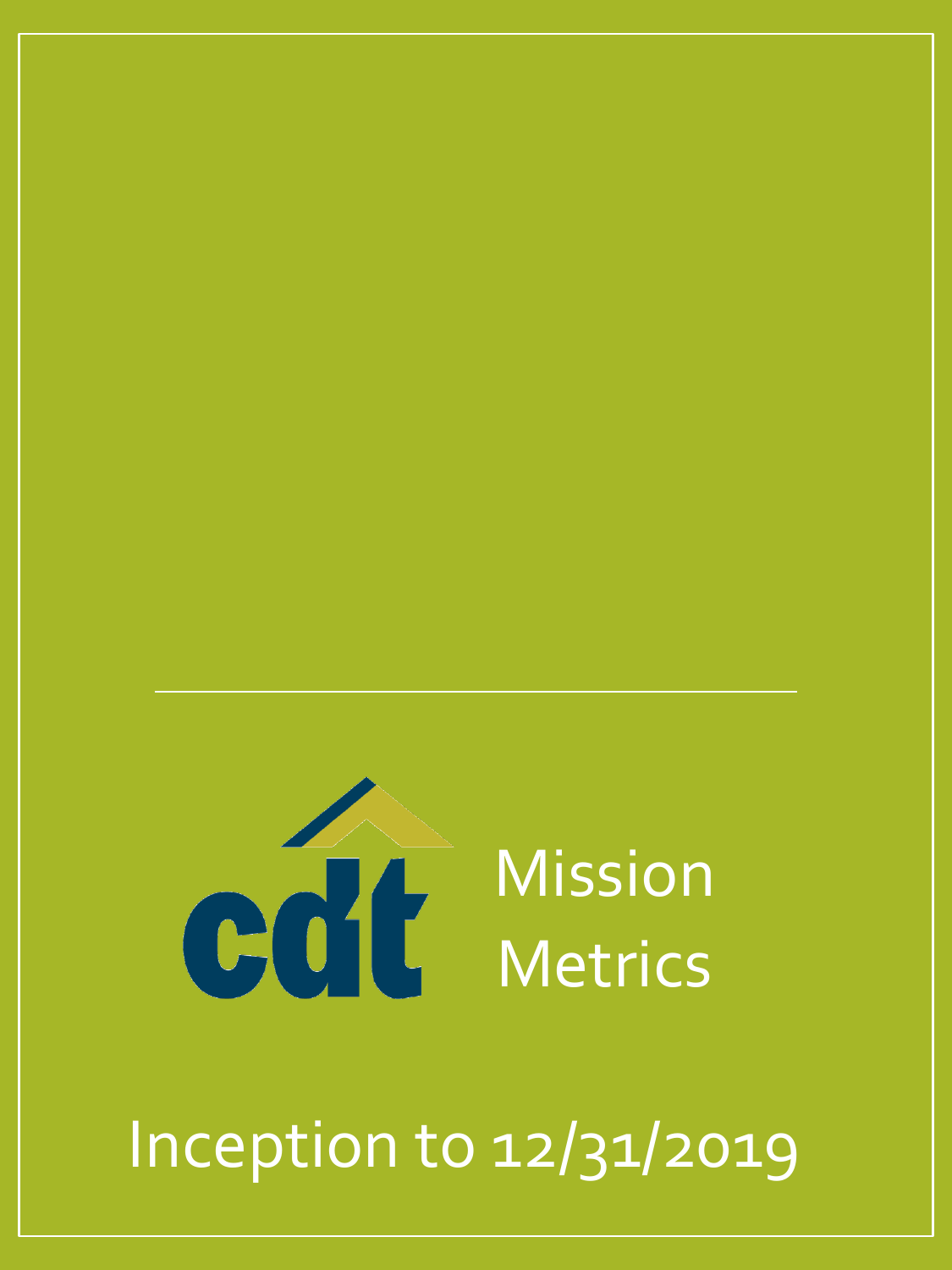cdt

# Mission Metrics

Inception to 12/31/2019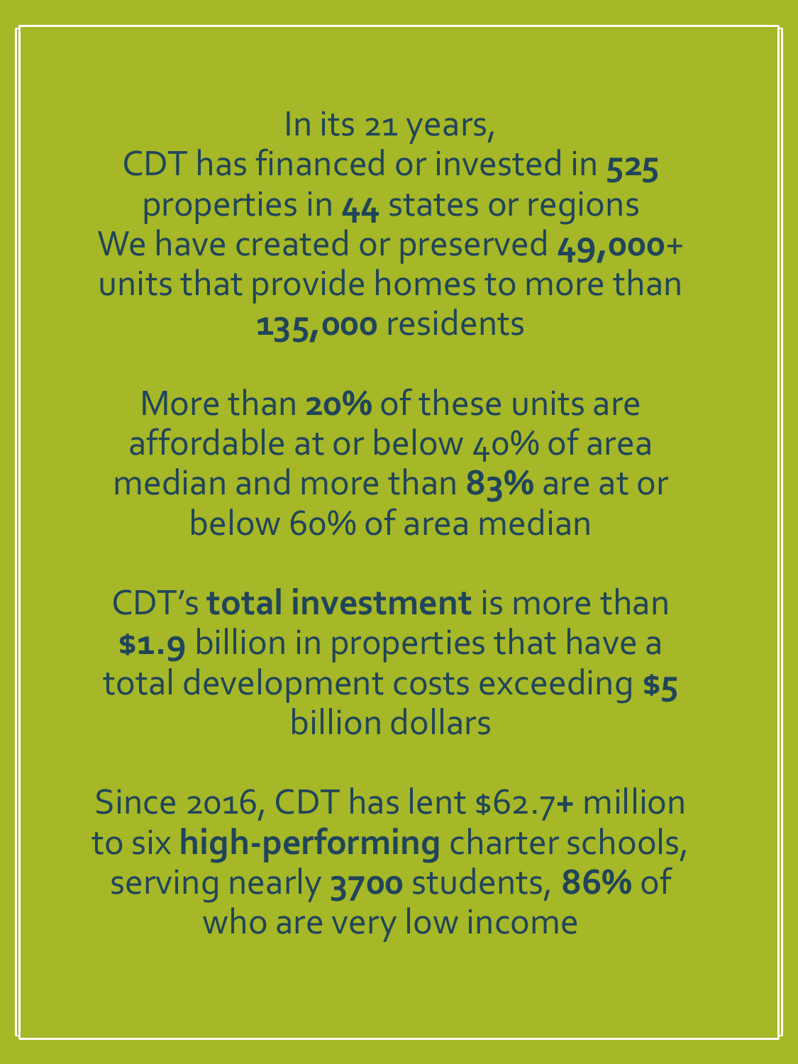In its 21 years,
CDT has financed or invested in **525** properties in **44** states or regions
We have created or preserved **49,000**+ units that provide homes to more than **135,000** residents

More than **20%** of these units are affordable at or below 40% of area median and more than **83%** are at or below 60% of area median

CDT's **total investment** is more than **$1.9** billion in properties that have a total development costs exceeding **$5** billion dollars

Since 2016, CDT has lent $62.7**+** million to six **high-performing** charter schools, serving nearly **3700** students, **86%** of who are very low income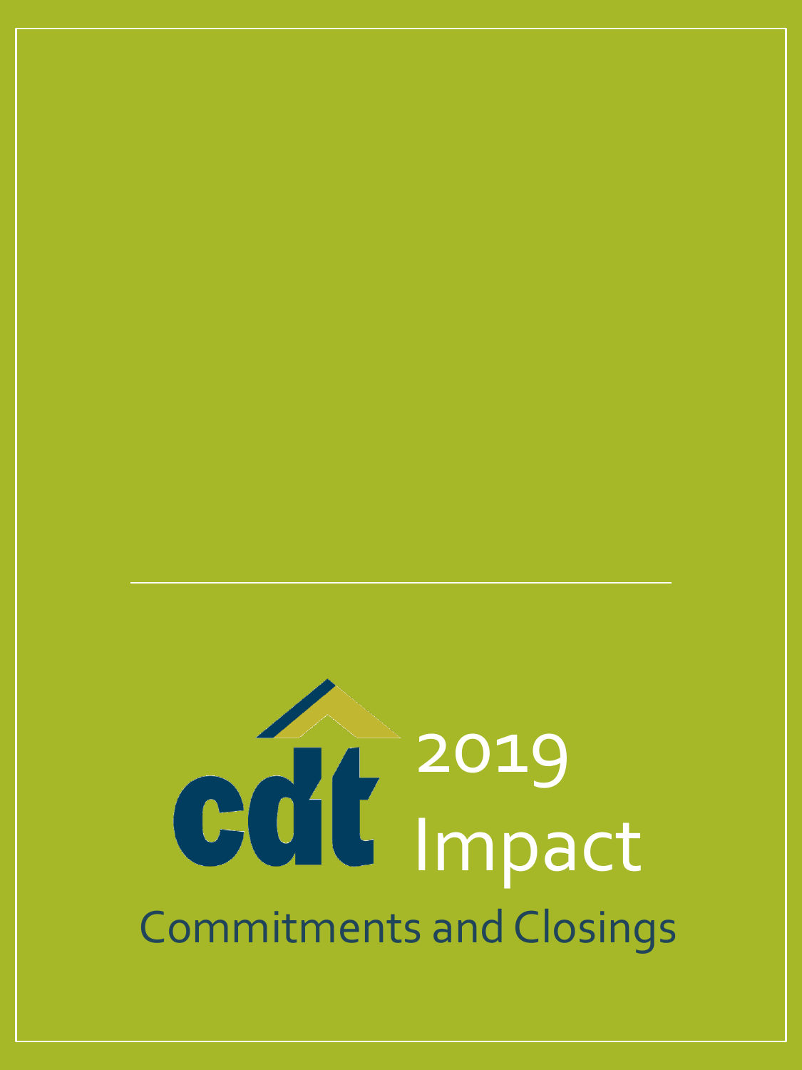# 2019 Impact

## Commitments and Closings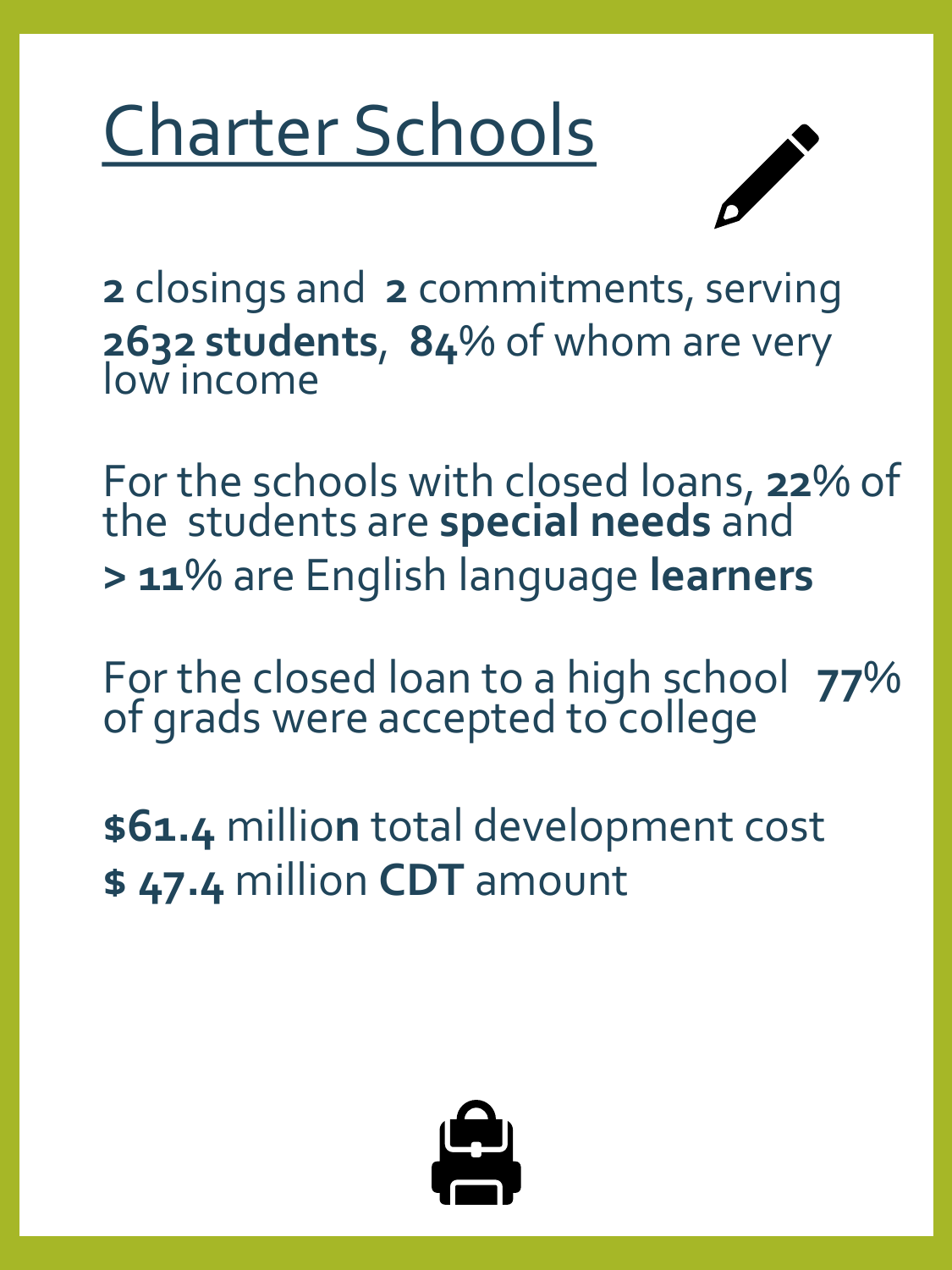# Charter Schools

**2** closings and **2** commitments, serving **2632 students**, **84**% of whom are very low income

For the schools with closed loans, **22**% of the students are **special needs** and **> 11**% are English language **learners**

For the closed loan to a high school **77**% of grads were accepted to college

**$61.4** million total development cost
**$ 47.4** million **CDT** amount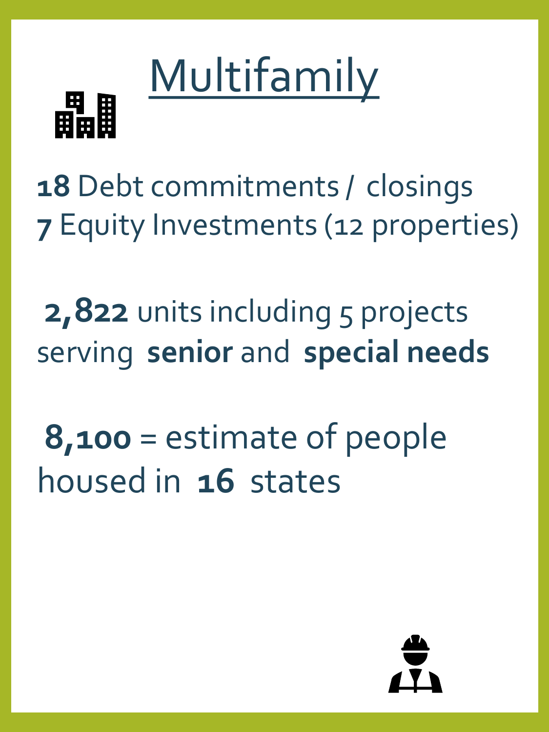# Multifamily

**18** Debt commitments / closings
**7** Equity Investments (12 properties)

**2,822** units including 5 projects serving **senior** and **special needs**

**8,100** = estimate of people housed in **16** states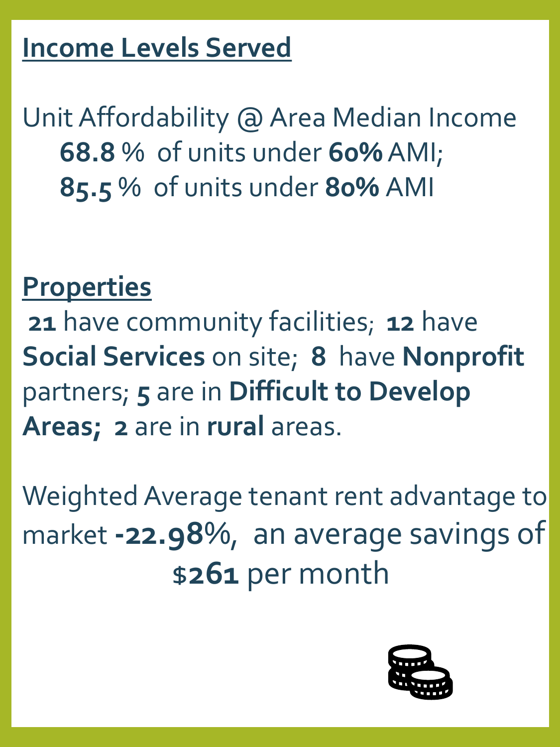## Income Levels Served

Unit Affordability @ Area Median Income

**68.8** % of units under **60%** AMI;

**85.5** % of units under **80%** AMI

## Properties

**21** have community facilities; **12** have **Social Services** on site; **8** have **Nonprofit** partners; **5** are in **Difficult to Develop Areas; 2** are in **rural** areas.

Weighted Average tenant rent advantage to market **-22.98**%, an average savings of **$261** per month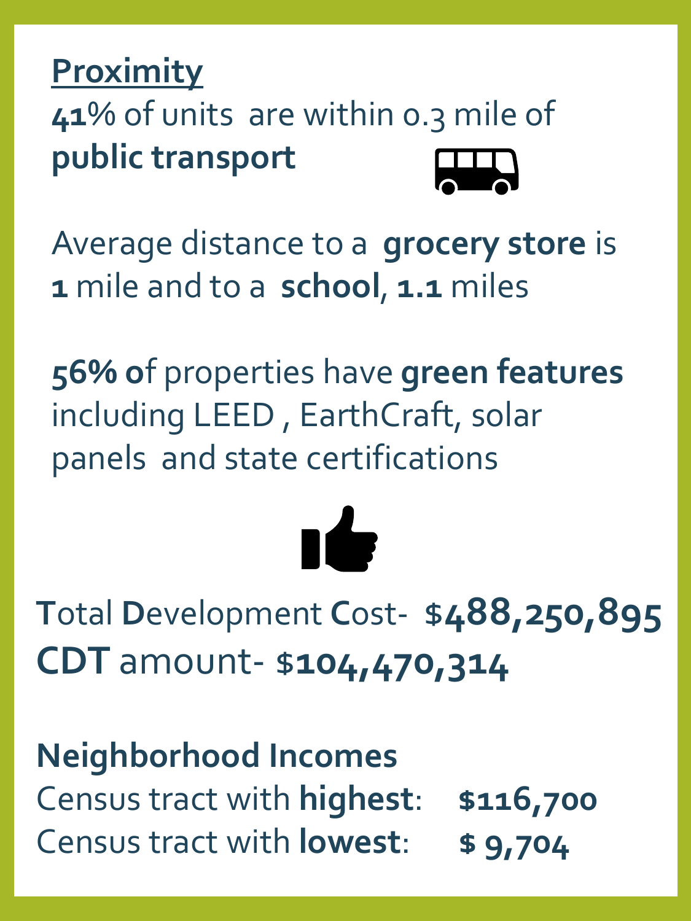## Proximity

**41**% of units are within 0.3 mile of **public transport**

Average distance to a **grocery store** is **1** mile and to a **school**, **1.1** miles

**56% o**f properties have **green features** including LEED , EarthCraft, solar panels and state certifications

**T**otal **D**evelopment **C**ost- $**488,250,895**

**CDT** amount- $**104,470,314**

**Neighborhood Incomes**

Census tract with **highest**: **$116,700**

Census tract with **lowest**: **$ 9,704**